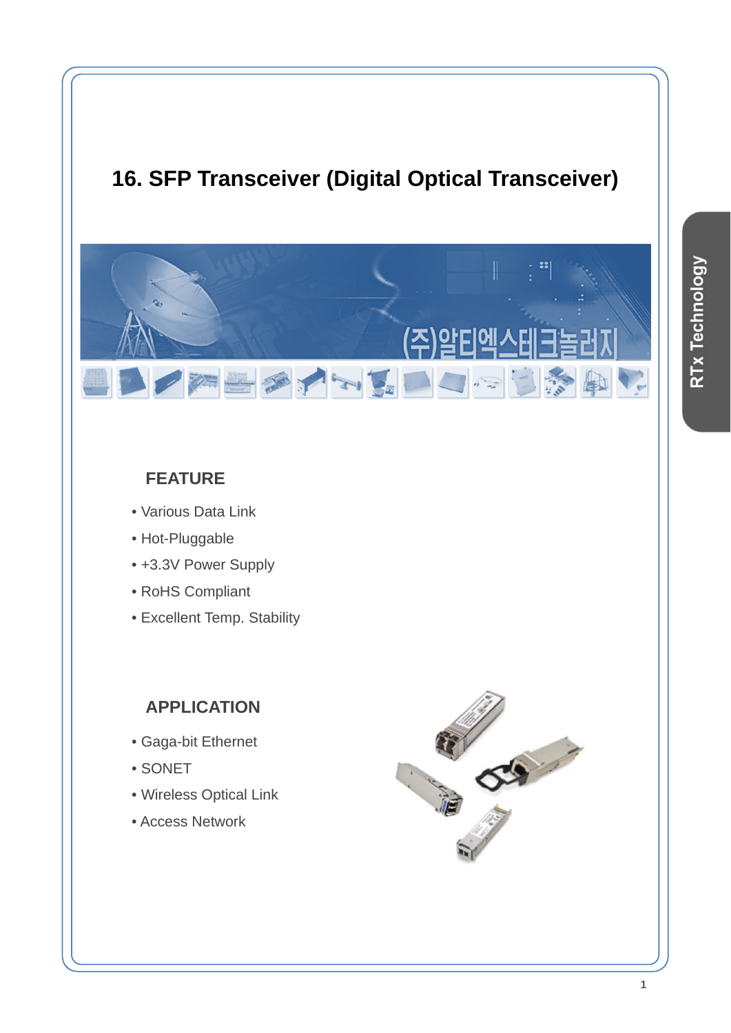# 16. SFP Transceiver (Digital Optical Transceiver)

## FEATURE

- Various Data Link
- Hot-Pluggable
- +3.3V Power Supply
- RoHS Compliant
- Excellent Temp. Stability

## APPLICATION

- Gaga-bit Ethernet
- SONET
- Wireless Optical Link
- Access Network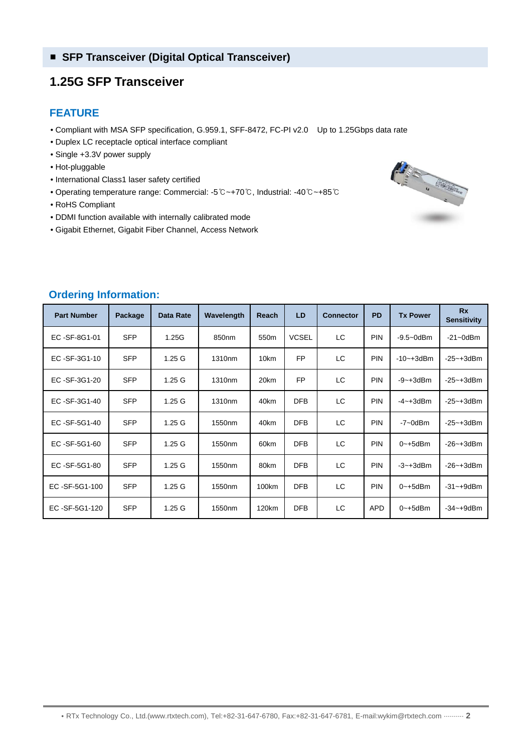## ■ SFP Transceiver (Digital Optical Transceiver)

# 1.25G SFP Transceiver

### FEATURE

- Compliant with MSA SFP specification, G.959.1, SFF-8472, FC-PI v2.0    Up to 1.25Gbps data rate
- Duplex LC receptacle optical interface compliant
- Single +3.3V power supply
- Hot-pluggable
- International Class1 laser safety certified
- Operating temperature range: Commercial: -5℃~+70℃, Industrial: -40℃~+85℃
- RoHS Compliant
- DDMI function available with internally calibrated mode
- Gigabit Ethernet, Gigabit Fiber Channel, Access Network

### Ordering Information:

| Part Number | Package | Data Rate | Wavelength | Reach | LD | Connector | PD | Tx Power | Rx Sensitivity |
|---|---|---|---|---|---|---|---|---|---|
| EC -SF-8G1-01 | SFP | 1.25G | 850nm | 550m | VCSEL | LC | PIN | -9.5~0dBm | -21~0dBm |
| EC -SF-3G1-10 | SFP | 1.25 G | 1310nm | 10km | FP | LC | PIN | -10~+3dBm | -25~+3dBm |
| EC -SF-3G1-20 | SFP | 1.25 G | 1310nm | 20km | FP | LC | PIN | -9~+3dBm | -25~+3dBm |
| EC -SF-3G1-40 | SFP | 1.25 G | 1310nm | 40km | DFB | LC | PIN | -4~+3dBm | -25~+3dBm |
| EC -SF-5G1-40 | SFP | 1.25 G | 1550nm | 40km | DFB | LC | PIN | -7~0dBm | -25~+3dBm |
| EC -SF-5G1-60 | SFP | 1.25 G | 1550nm | 60km | DFB | LC | PIN | 0~+5dBm | -26~+3dBm |
| EC -SF-5G1-80 | SFP | 1.25 G | 1550nm | 80km | DFB | LC | PIN | -3~+3dBm | -26~+3dBm |
| EC -SF-5G1-100 | SFP | 1.25 G | 1550nm | 100km | DFB | LC | PIN | 0~+5dBm | -31~+9dBm |
| EC -SF-5G1-120 | SFP | 1.25 G | 1550nm | 120km | DFB | LC | APD | 0~+5dBm | -34~+9dBm |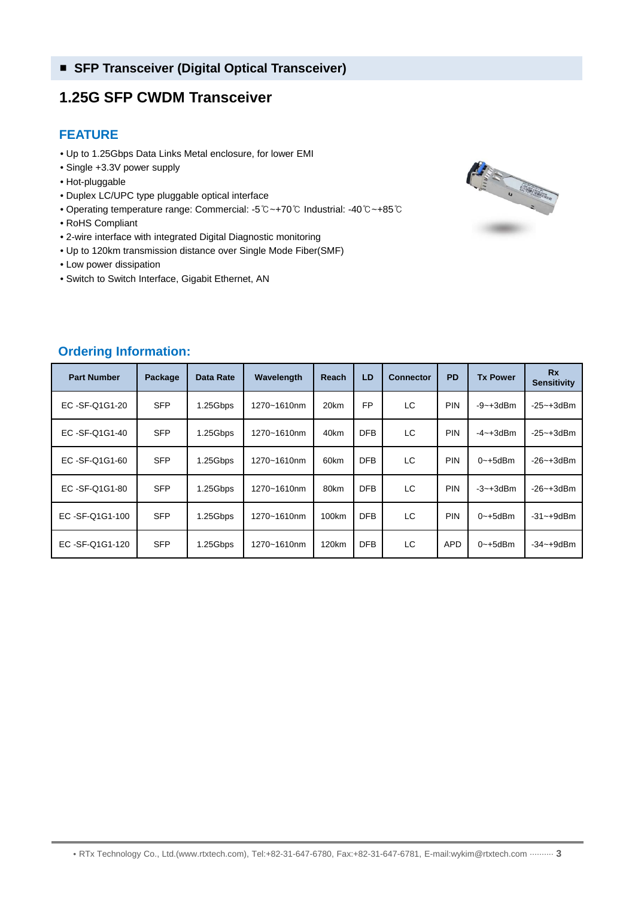## ■ SFP Transceiver (Digital Optical Transceiver)

# 1.25G SFP CWDM Transceiver

### FEATURE

- Up to 1.25Gbps Data Links Metal enclosure, for lower EMI
- Single +3.3V power supply
- Hot-pluggable
- Duplex LC/UPC type pluggable optical interface
- Operating temperature range: Commercial: -5℃~+70℃ Industrial: -40℃~+85℃
- RoHS Compliant
- 2-wire interface with integrated Digital Diagnostic monitoring
- Up to 120km transmission distance over Single Mode Fiber(SMF)
- Low power dissipation
- Switch to Switch Interface, Gigabit Ethernet, AN

### Ordering Information:

| Part Number | Package | Data Rate | Wavelength | Reach | LD | Connector | PD | Tx Power | Rx Sensitivity |
|---|---|---|---|---|---|---|---|---|---|
| EC -SF-Q1G1-20 | SFP | 1.25Gbps | 1270~1610nm | 20km | FP | LC | PIN | -9~+3dBm | -25~+3dBm |
| EC -SF-Q1G1-40 | SFP | 1.25Gbps | 1270~1610nm | 40km | DFB | LC | PIN | -4~+3dBm | -25~+3dBm |
| EC -SF-Q1G1-60 | SFP | 1.25Gbps | 1270~1610nm | 60km | DFB | LC | PIN | 0~+5dBm | -26~+3dBm |
| EC -SF-Q1G1-80 | SFP | 1.25Gbps | 1270~1610nm | 80km | DFB | LC | PIN | -3~+3dBm | -26~+3dBm |
| EC -SF-Q1G1-100 | SFP | 1.25Gbps | 1270~1610nm | 100km | DFB | LC | PIN | 0~+5dBm | -31~+9dBm |
| EC -SF-Q1G1-120 | SFP | 1.25Gbps | 1270~1610nm | 120km | DFB | LC | APD | 0~+5dBm | -34~+9dBm |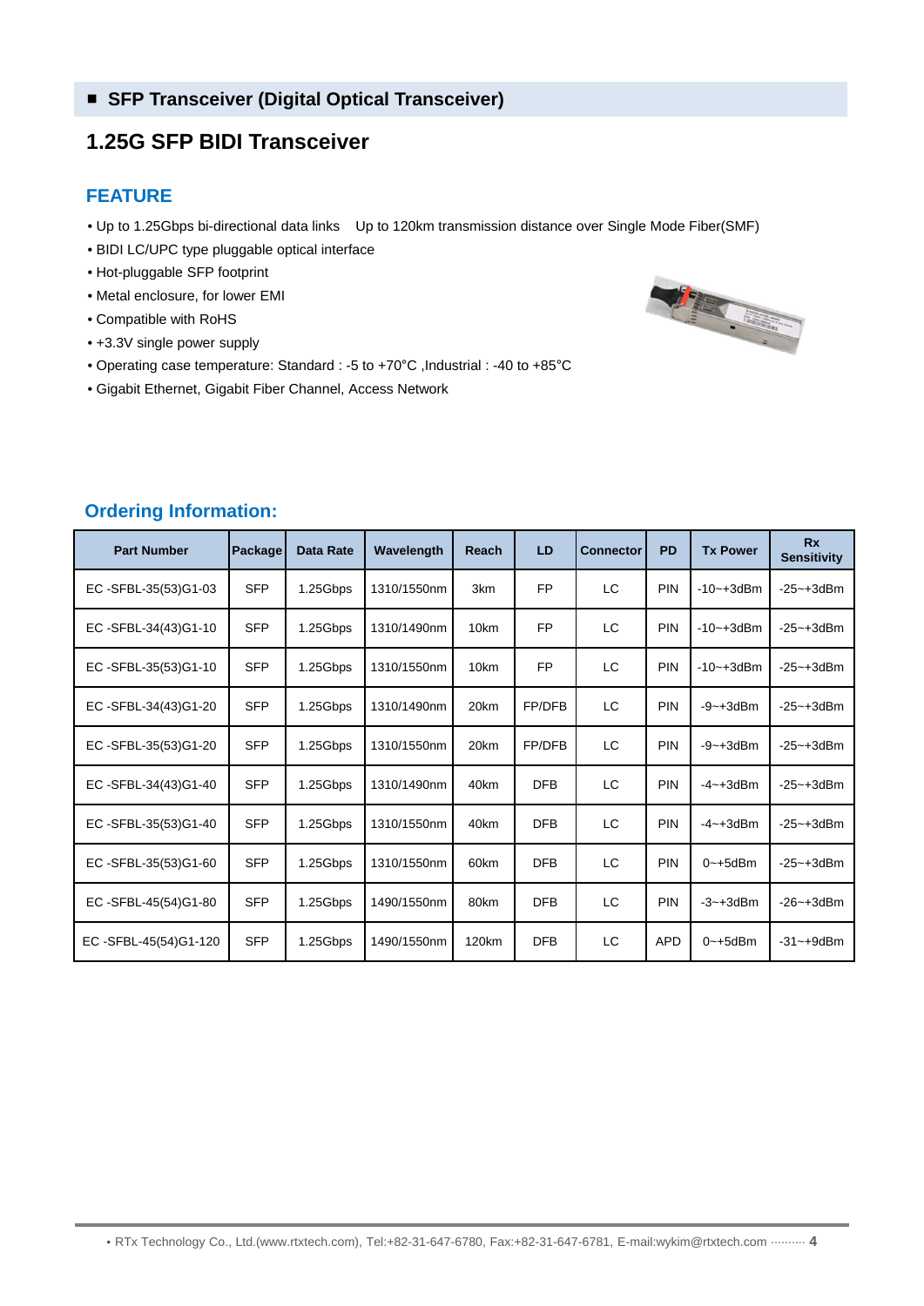## ■ SFP Transceiver (Digital Optical Transceiver)

# 1.25G SFP BIDI Transceiver

### FEATURE

- Up to 1.25Gbps bi-directional data links    Up to 120km transmission distance over Single Mode Fiber(SMF)
- BIDI LC/UPC type pluggable optical interface
- Hot-pluggable SFP footprint
- Metal enclosure, for lower EMI
- Compatible with RoHS
- +3.3V single power supply
- Operating case temperature: Standard : -5 to +70°C ,Industrial : -40 to +85°C
- Gigabit Ethernet, Gigabit Fiber Channel, Access Network

### Ordering Information:

| Part Number | Package | Data Rate | Wavelength | Reach | LD | Connector | PD | Tx Power | Rx Sensitivity |
|---|---|---|---|---|---|---|---|---|---|
| EC -SFBL-35(53)G1-03 | SFP | 1.25Gbps | 1310/1550nm | 3km | FP | LC | PIN | -10~+3dBm | -25~+3dBm |
| EC -SFBL-34(43)G1-10 | SFP | 1.25Gbps | 1310/1490nm | 10km | FP | LC | PIN | -10~+3dBm | -25~+3dBm |
| EC -SFBL-35(53)G1-10 | SFP | 1.25Gbps | 1310/1550nm | 10km | FP | LC | PIN | -10~+3dBm | -25~+3dBm |
| EC -SFBL-34(43)G1-20 | SFP | 1.25Gbps | 1310/1490nm | 20km | FP/DFB | LC | PIN | -9~+3dBm | -25~+3dBm |
| EC -SFBL-35(53)G1-20 | SFP | 1.25Gbps | 1310/1550nm | 20km | FP/DFB | LC | PIN | -9~+3dBm | -25~+3dBm |
| EC -SFBL-34(43)G1-40 | SFP | 1.25Gbps | 1310/1490nm | 40km | DFB | LC | PIN | -4~+3dBm | -25~+3dBm |
| EC -SFBL-35(53)G1-40 | SFP | 1.25Gbps | 1310/1550nm | 40km | DFB | LC | PIN | -4~+3dBm | -25~+3dBm |
| EC -SFBL-35(53)G1-60 | SFP | 1.25Gbps | 1310/1550nm | 60km | DFB | LC | PIN | 0~+5dBm | -25~+3dBm |
| EC -SFBL-45(54)G1-80 | SFP | 1.25Gbps | 1490/1550nm | 80km | DFB | LC | PIN | -3~+3dBm | -26~+3dBm |
| EC -SFBL-45(54)G1-120 | SFP | 1.25Gbps | 1490/1550nm | 120km | DFB | LC | APD | 0~+5dBm | -31~+9dBm |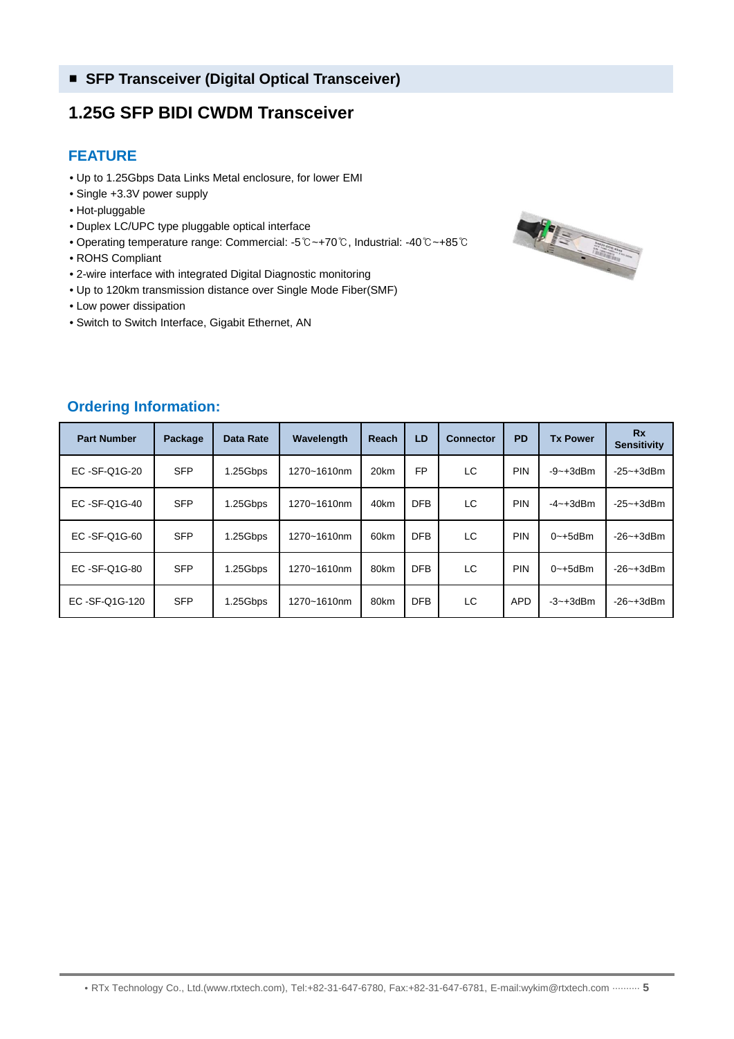## ■ SFP Transceiver (Digital Optical Transceiver)

# 1.25G SFP BIDI CWDM Transceiver

### FEATURE

- Up to 1.25Gbps Data Links Metal enclosure, for lower EMI
- Single +3.3V power supply
- Hot-pluggable
- Duplex LC/UPC type pluggable optical interface
- Operating temperature range: Commercial: -5℃~+70℃, Industrial: -40℃~+85℃
- ROHS Compliant
- 2-wire interface with integrated Digital Diagnostic monitoring
- Up to 120km transmission distance over Single Mode Fiber(SMF)
- Low power dissipation
- Switch to Switch Interface, Gigabit Ethernet, AN

### Ordering Information:

| Part Number | Package | Data Rate | Wavelength | Reach | LD | Connector | PD | Tx Power | Rx Sensitivity |
|---|---|---|---|---|---|---|---|---|---|
| EC -SF-Q1G-20 | SFP | 1.25Gbps | 1270~1610nm | 20km | FP | LC | PIN | -9~+3dBm | -25~+3dBm |
| EC -SF-Q1G-40 | SFP | 1.25Gbps | 1270~1610nm | 40km | DFB | LC | PIN | -4~+3dBm | -25~+3dBm |
| EC -SF-Q1G-60 | SFP | 1.25Gbps | 1270~1610nm | 60km | DFB | LC | PIN | 0~+5dBm | -26~+3dBm |
| EC -SF-Q1G-80 | SFP | 1.25Gbps | 1270~1610nm | 80km | DFB | LC | PIN | 0~+5dBm | -26~+3dBm |
| EC -SF-Q1G-120 | SFP | 1.25Gbps | 1270~1610nm | 80km | DFB | LC | APD | -3~+3dBm | -26~+3dBm |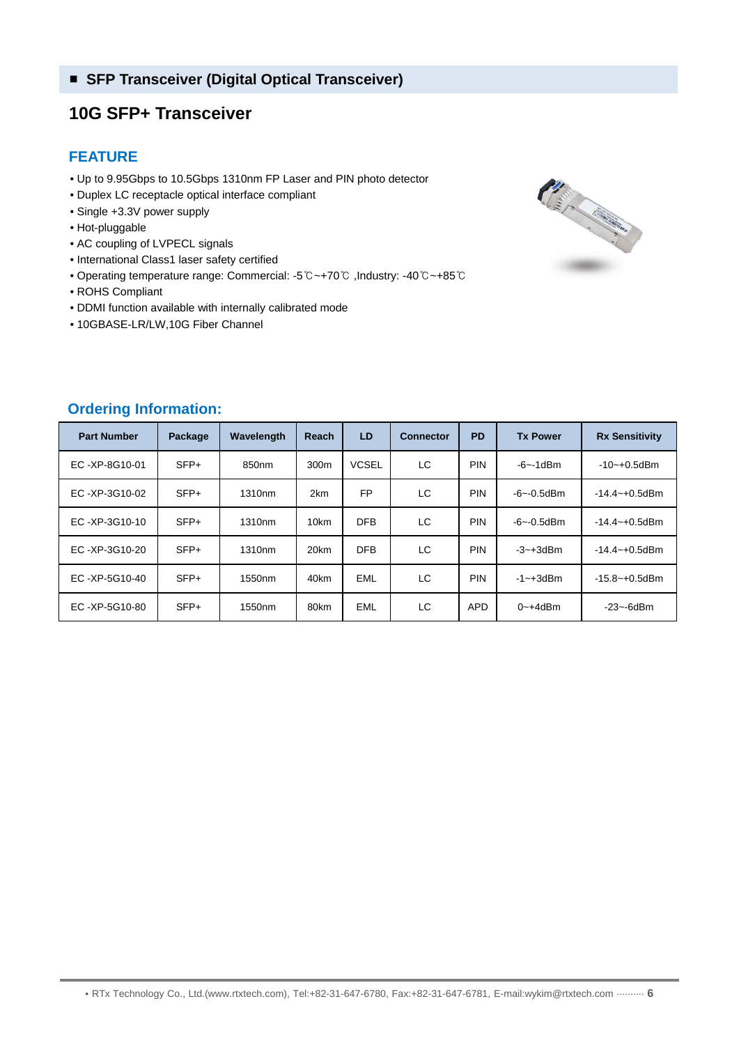## ■ SFP Transceiver (Digital Optical Transceiver)

# 10G SFP+ Transceiver

### FEATURE

- Up to 9.95Gbps to 10.5Gbps 1310nm FP Laser and PIN photo detector
- Duplex LC receptacle optical interface compliant
- Single +3.3V power supply
- Hot-pluggable
- AC coupling of LVPECL signals
- International Class1 laser safety certified
- Operating temperature range: Commercial: -5℃~+70℃ ,Industry: -40℃~+85℃
- ROHS Compliant
- DDMI function available with internally calibrated mode
- 10GBASE-LR/LW,10G Fiber Channel

### Ordering Information:

| Part Number | Package | Wavelength | Reach | LD | Connector | PD | Tx Power | Rx Sensitivity |
|---|---|---|---|---|---|---|---|---|
| EC -XP-8G10-01 | SFP+ | 850nm | 300m | VCSEL | LC | PIN | -6~-1dBm | -10~+0.5dBm |
| EC -XP-3G10-02 | SFP+ | 1310nm | 2km | FP | LC | PIN | -6~-0.5dBm | -14.4~+0.5dBm |
| EC -XP-3G10-10 | SFP+ | 1310nm | 10km | DFB | LC | PIN | -6~-0.5dBm | -14.4~+0.5dBm |
| EC -XP-3G10-20 | SFP+ | 1310nm | 20km | DFB | LC | PIN | -3~+3dBm | -14.4~+0.5dBm |
| EC -XP-5G10-40 | SFP+ | 1550nm | 40km | EML | LC | PIN | -1~+3dBm | -15.8~+0.5dBm |
| EC -XP-5G10-80 | SFP+ | 1550nm | 80km | EML | LC | APD | 0~+4dBm | -23~-6dBm |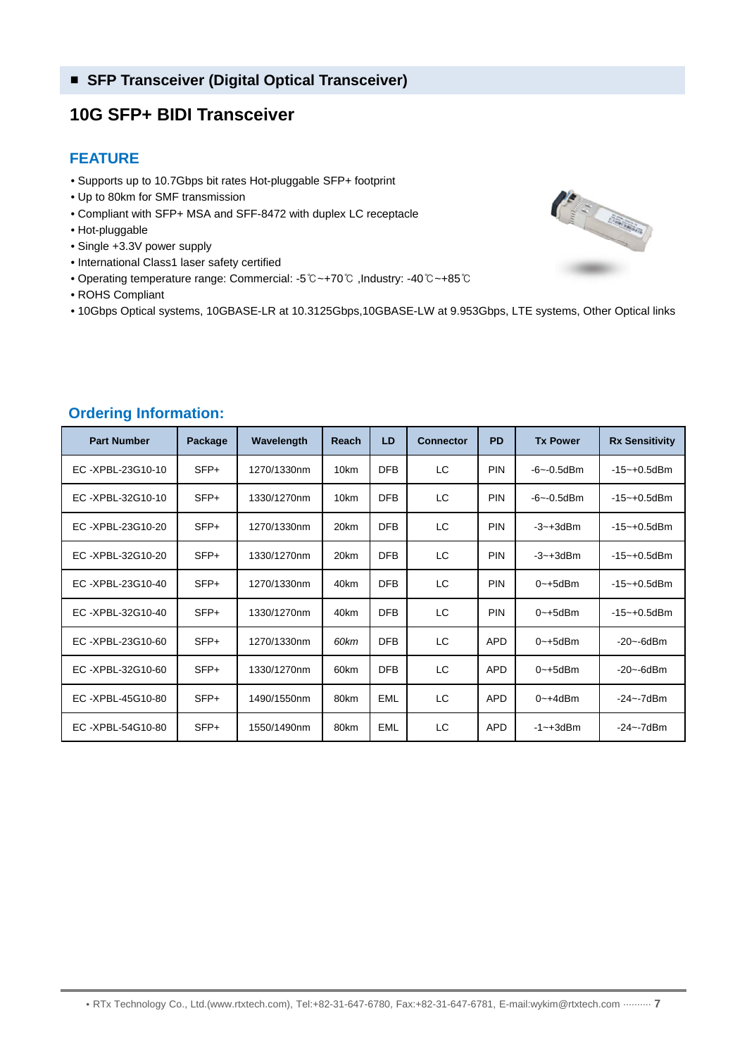## ■ SFP Transceiver (Digital Optical Transceiver)

# 10G SFP+ BIDI Transceiver

### FEATURE

- Supports up to 10.7Gbps bit rates Hot-pluggable SFP+ footprint
- Up to 80km for SMF transmission
- Compliant with SFP+ MSA and SFF-8472 with duplex LC receptacle
- Hot-pluggable
- Single +3.3V power supply
- International Class1 laser safety certified
- Operating temperature range: Commercial: -5℃~+70℃ ,Industry: -40℃~+85℃
- ROHS Compliant
- 10Gbps Optical systems, 10GBASE-LR at 10.3125Gbps,10GBASE-LW at 9.953Gbps, LTE systems, Other Optical links

### Ordering Information:

| Part Number | Package | Wavelength | Reach | LD | Connector | PD | Tx Power | Rx Sensitivity |
|---|---|---|---|---|---|---|---|---|
| EC -XPBL-23G10-10 | SFP+ | 1270/1330nm | 10km | DFB | LC | PIN | -6~-0.5dBm | -15~+0.5dBm |
| EC -XPBL-32G10-10 | SFP+ | 1330/1270nm | 10km | DFB | LC | PIN | -6~-0.5dBm | -15~+0.5dBm |
| EC -XPBL-23G10-20 | SFP+ | 1270/1330nm | 20km | DFB | LC | PIN | -3~+3dBm | -15~+0.5dBm |
| EC -XPBL-32G10-20 | SFP+ | 1330/1270nm | 20km | DFB | LC | PIN | -3~+3dBm | -15~+0.5dBm |
| EC -XPBL-23G10-40 | SFP+ | 1270/1330nm | 40km | DFB | LC | PIN | 0~+5dBm | -15~+0.5dBm |
| EC -XPBL-32G10-40 | SFP+ | 1330/1270nm | 40km | DFB | LC | PIN | 0~+5dBm | -15~+0.5dBm |
| EC -XPBL-23G10-60 | SFP+ | 1270/1330nm | *60km* | DFB | LC | APD | 0~+5dBm | -20~-6dBm |
| EC -XPBL-32G10-60 | SFP+ | 1330/1270nm | 60km | DFB | LC | APD | 0~+5dBm | -20~-6dBm |
| EC -XPBL-45G10-80 | SFP+ | 1490/1550nm | 80km | EML | LC | APD | 0~+4dBm | -24~-7dBm |
| EC -XPBL-54G10-80 | SFP+ | 1550/1490nm | 80km | EML | LC | APD | -1~+3dBm | -24~-7dBm |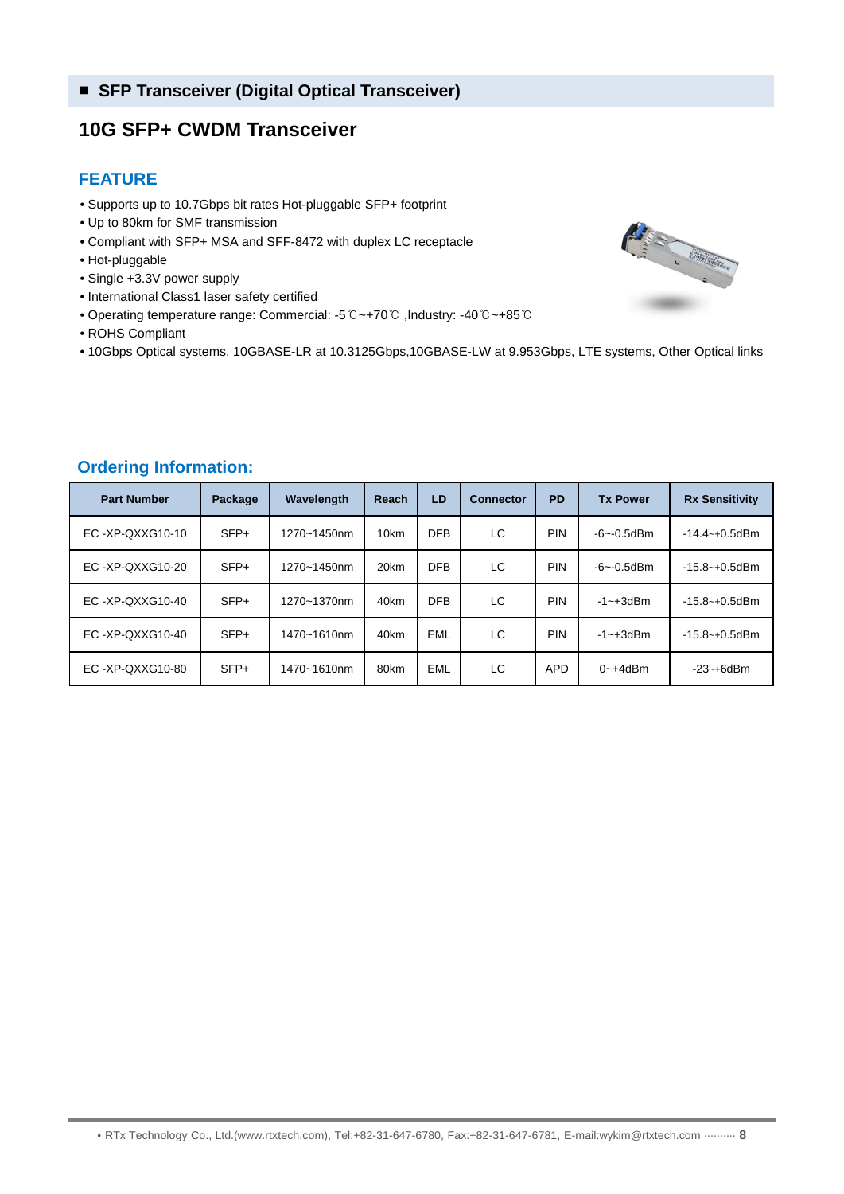## ■ SFP Transceiver (Digital Optical Transceiver)

# 10G SFP+ CWDM Transceiver

### FEATURE

- Supports up to 10.7Gbps bit rates Hot-pluggable SFP+ footprint
- Up to 80km for SMF transmission
- Compliant with SFP+ MSA and SFF-8472 with duplex LC receptacle
- Hot-pluggable
- Single +3.3V power supply
- International Class1 laser safety certified
- Operating temperature range: Commercial: -5℃~+70℃ ,Industry: -40℃~+85℃
- ROHS Compliant
- 10Gbps Optical systems, 10GBASE-LR at 10.3125Gbps,10GBASE-LW at 9.953Gbps, LTE systems, Other Optical links

### Ordering Information:

| Part Number | Package | Wavelength | Reach | LD | Connector | PD | Tx Power | Rx Sensitivity |
|---|---|---|---|---|---|---|---|---|
| EC -XP-QXXG10-10 | SFP+ | 1270~1450nm | 10km | DFB | LC | PIN | -6~-0.5dBm | -14.4~+0.5dBm |
| EC -XP-QXXG10-20 | SFP+ | 1270~1450nm | 20km | DFB | LC | PIN | -6~-0.5dBm | -15.8~+0.5dBm |
| EC -XP-QXXG10-40 | SFP+ | 1270~1370nm | 40km | DFB | LC | PIN | -1~+3dBm | -15.8~+0.5dBm |
| EC -XP-QXXG10-40 | SFP+ | 1470~1610nm | 40km | EML | LC | PIN | -1~+3dBm | -15.8~+0.5dBm |
| EC -XP-QXXG10-80 | SFP+ | 1470~1610nm | 80km | EML | LC | APD | 0~+4dBm | -23~+6dBm |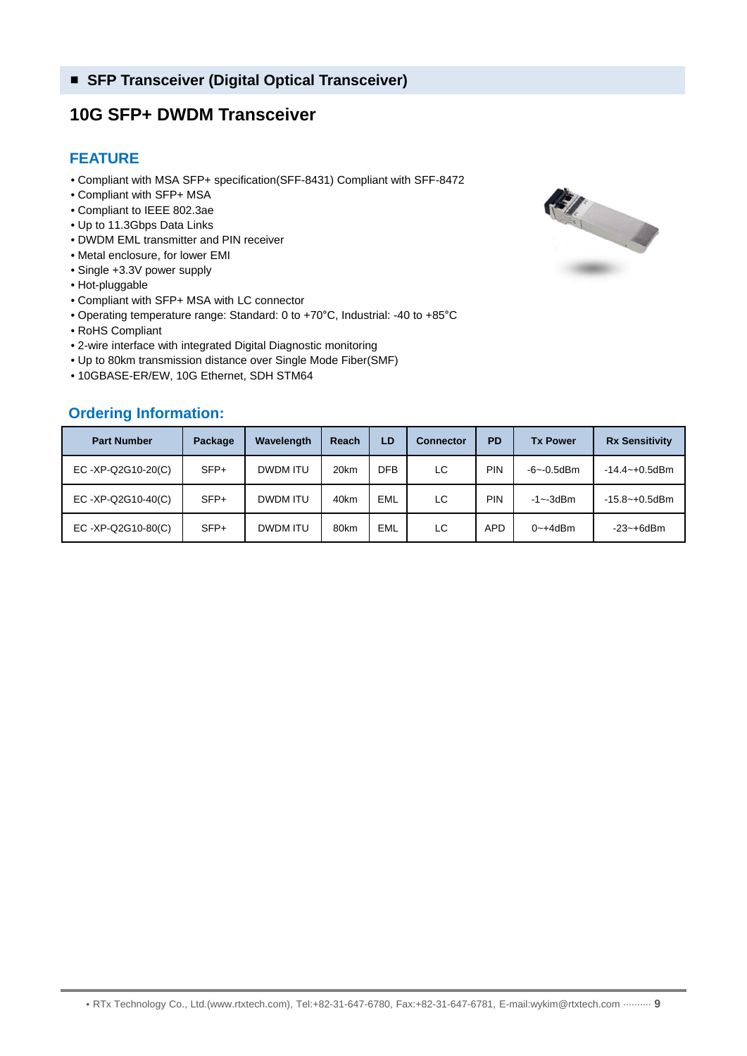## ■ SFP Transceiver (Digital Optical Transceiver)

# 10G SFP+ DWDM Transceiver

### FEATURE

- Compliant with MSA SFP+ specification(SFF-8431) Compliant with SFF-8472
- Compliant with SFP+ MSA
- Compliant to IEEE 802.3ae
- Up to 11.3Gbps Data Links
- DWDM EML transmitter and PIN receiver
- Metal enclosure, for lower EMI
- Single +3.3V power supply
- Hot-pluggable
- Compliant with SFP+ MSA with LC connector
- Operating temperature range: Standard: 0 to +70°C, Industrial: -40 to +85°C
- RoHS Compliant
- 2-wire interface with integrated Digital Diagnostic monitoring
- Up to 80km transmission distance over Single Mode Fiber(SMF)
- 10GBASE-ER/EW, 10G Ethernet, SDH STM64

### Ordering Information:

| Part Number | Package | Wavelength | Reach | LD | Connector | PD | Tx Power | Rx Sensitivity |
|---|---|---|---|---|---|---|---|---|
| EC -XP-Q2G10-20(C) | SFP+ | DWDM ITU | 20km | DFB | LC | PIN | -6~-0.5dBm | -14.4~+0.5dBm |
| EC -XP-Q2G10-40(C) | SFP+ | DWDM ITU | 40km | EML | LC | PIN | -1~-3dBm | -15.8~+0.5dBm |
| EC -XP-Q2G10-80(C) | SFP+ | DWDM ITU | 80km | EML | LC | APD | 0~+4dBm | -23~+6dBm |

• RTx Technology Co., Ltd.(www.rtxtech.com), Tel:+82-31-647-6780, Fax:+82-31-647-6781, E-mail:wykim@rtxtech.com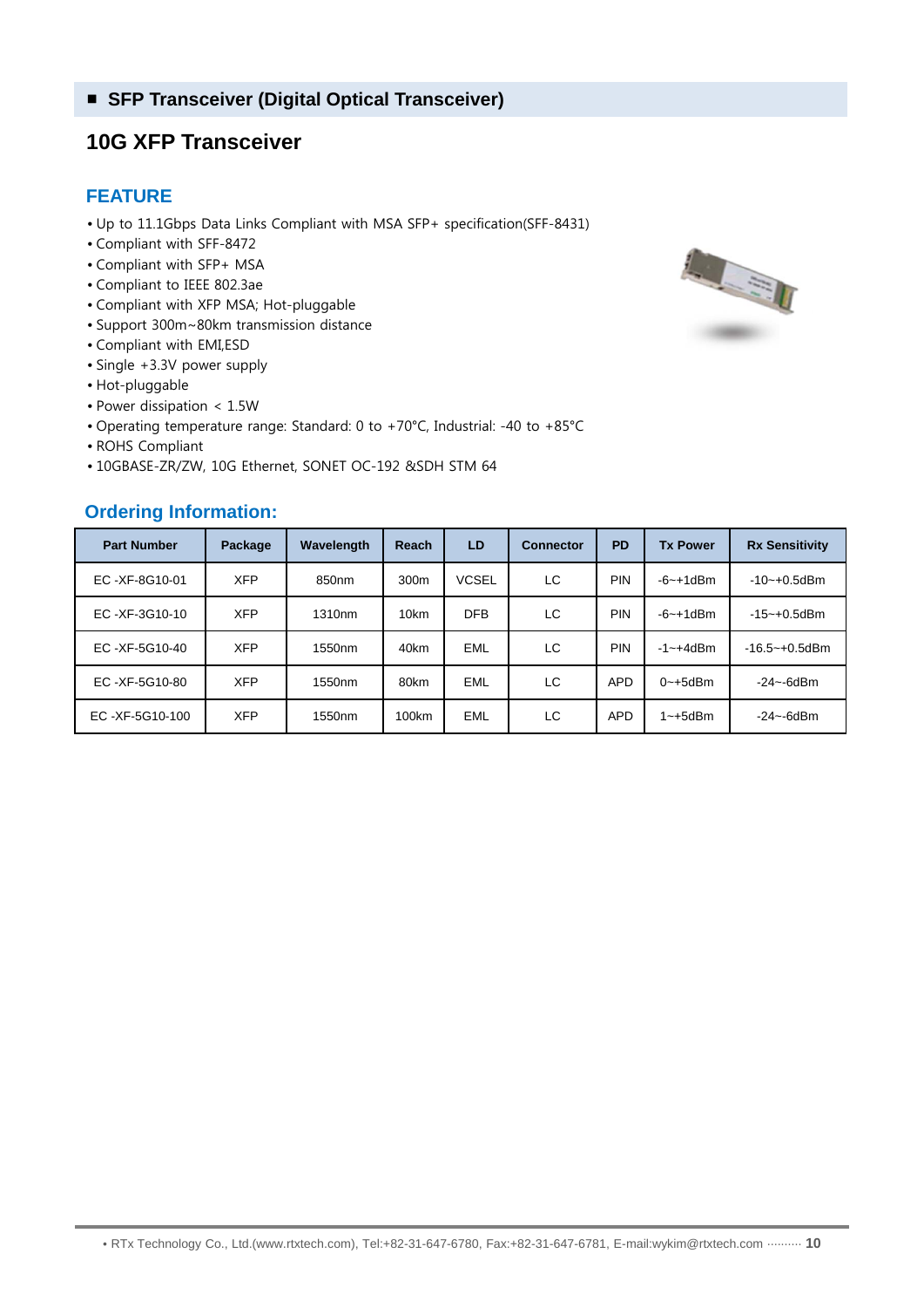## ■ SFP Transceiver (Digital Optical Transceiver)

# 10G XFP Transceiver

### FEATURE

- Up to 11.1Gbps Data Links Compliant with MSA SFP+ specification(SFF-8431)
- Compliant with SFF-8472
- Compliant with SFP+ MSA
- Compliant to IEEE 802.3ae
- Compliant with XFP MSA; Hot-pluggable
- Support 300m~80km transmission distance
- Compliant with EMI,ESD
- Single +3.3V power supply
- Hot-pluggable
- Power dissipation < 1.5W
- Operating temperature range: Standard: 0 to +70°C, Industrial: -40 to +85°C
- ROHS Compliant
- 10GBASE-ZR/ZW, 10G Ethernet, SONET OC-192 &SDH STM 64

### Ordering Information:

| Part Number | Package | Wavelength | Reach | LD | Connector | PD | Tx Power | Rx Sensitivity |
|---|---|---|---|---|---|---|---|---|
| EC -XF-8G10-01 | XFP | 850nm | 300m | VCSEL | LC | PIN | -6~+1dBm | -10~+0.5dBm |
| EC -XF-3G10-10 | XFP | 1310nm | 10km | DFB | LC | PIN | -6~+1dBm | -15~+0.5dBm |
| EC -XF-5G10-40 | XFP | 1550nm | 40km | EML | LC | PIN | -1~+4dBm | -16.5~+0.5dBm |
| EC -XF-5G10-80 | XFP | 1550nm | 80km | EML | LC | APD | 0~+5dBm | -24~-6dBm |
| EC -XF-5G10-100 | XFP | 1550nm | 100km | EML | LC | APD | 1~+5dBm | -24~-6dBm |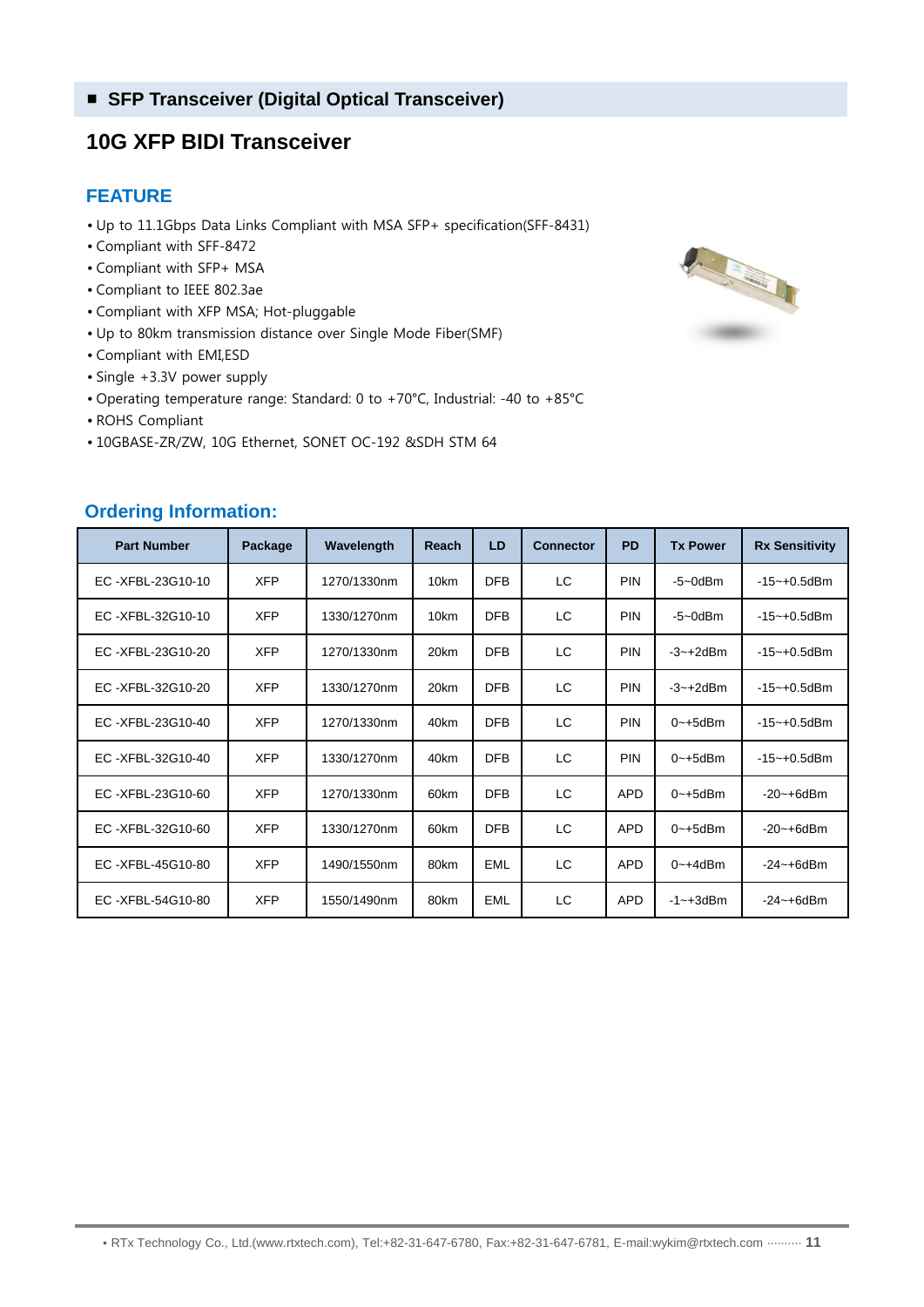## ■ SFP Transceiver (Digital Optical Transceiver)

# 10G XFP BIDI Transceiver

### FEATURE

- Up to 11.1Gbps Data Links Compliant with MSA SFP+ specification(SFF-8431)
- Compliant with SFF-8472
- Compliant with SFP+ MSA
- Compliant to IEEE 802.3ae
- Compliant with XFP MSA; Hot-pluggable
- Up to 80km transmission distance over Single Mode Fiber(SMF)
- Compliant with EMI,ESD
- Single +3.3V power supply
- Operating temperature range: Standard: 0 to +70°C, Industrial: -40 to +85°C
- ROHS Compliant
- 10GBASE-ZR/ZW, 10G Ethernet, SONET OC-192 &SDH STM 64

### Ordering Information:

| Part Number | Package | Wavelength | Reach | LD | Connector | PD | Tx Power | Rx Sensitivity |
|---|---|---|---|---|---|---|---|---|
| EC -XFBL-23G10-10 | XFP | 1270/1330nm | 10km | DFB | LC | PIN | -5~0dBm | -15~+0.5dBm |
| EC -XFBL-32G10-10 | XFP | 1330/1270nm | 10km | DFB | LC | PIN | -5~0dBm | -15~+0.5dBm |
| EC -XFBL-23G10-20 | XFP | 1270/1330nm | 20km | DFB | LC | PIN | -3~+2dBm | -15~+0.5dBm |
| EC -XFBL-32G10-20 | XFP | 1330/1270nm | 20km | DFB | LC | PIN | -3~+2dBm | -15~+0.5dBm |
| EC -XFBL-23G10-40 | XFP | 1270/1330nm | 40km | DFB | LC | PIN | 0~+5dBm | -15~+0.5dBm |
| EC -XFBL-32G10-40 | XFP | 1330/1270nm | 40km | DFB | LC | PIN | 0~+5dBm | -15~+0.5dBm |
| EC -XFBL-23G10-60 | XFP | 1270/1330nm | 60km | DFB | LC | APD | 0~+5dBm | -20~+6dBm |
| EC -XFBL-32G10-60 | XFP | 1330/1270nm | 60km | DFB | LC | APD | 0~+5dBm | -20~+6dBm |
| EC -XFBL-45G10-80 | XFP | 1490/1550nm | 80km | EML | LC | APD | 0~+4dBm | -24~+6dBm |
| EC -XFBL-54G10-80 | XFP | 1550/1490nm | 80km | EML | LC | APD | -1~+3dBm | -24~+6dBm |

• RTx Technology Co., Ltd.(www.rtxtech.com), Tel:+82-31-647-6780, Fax:+82-31-647-6781, E-mail:wykim@rtxtech.com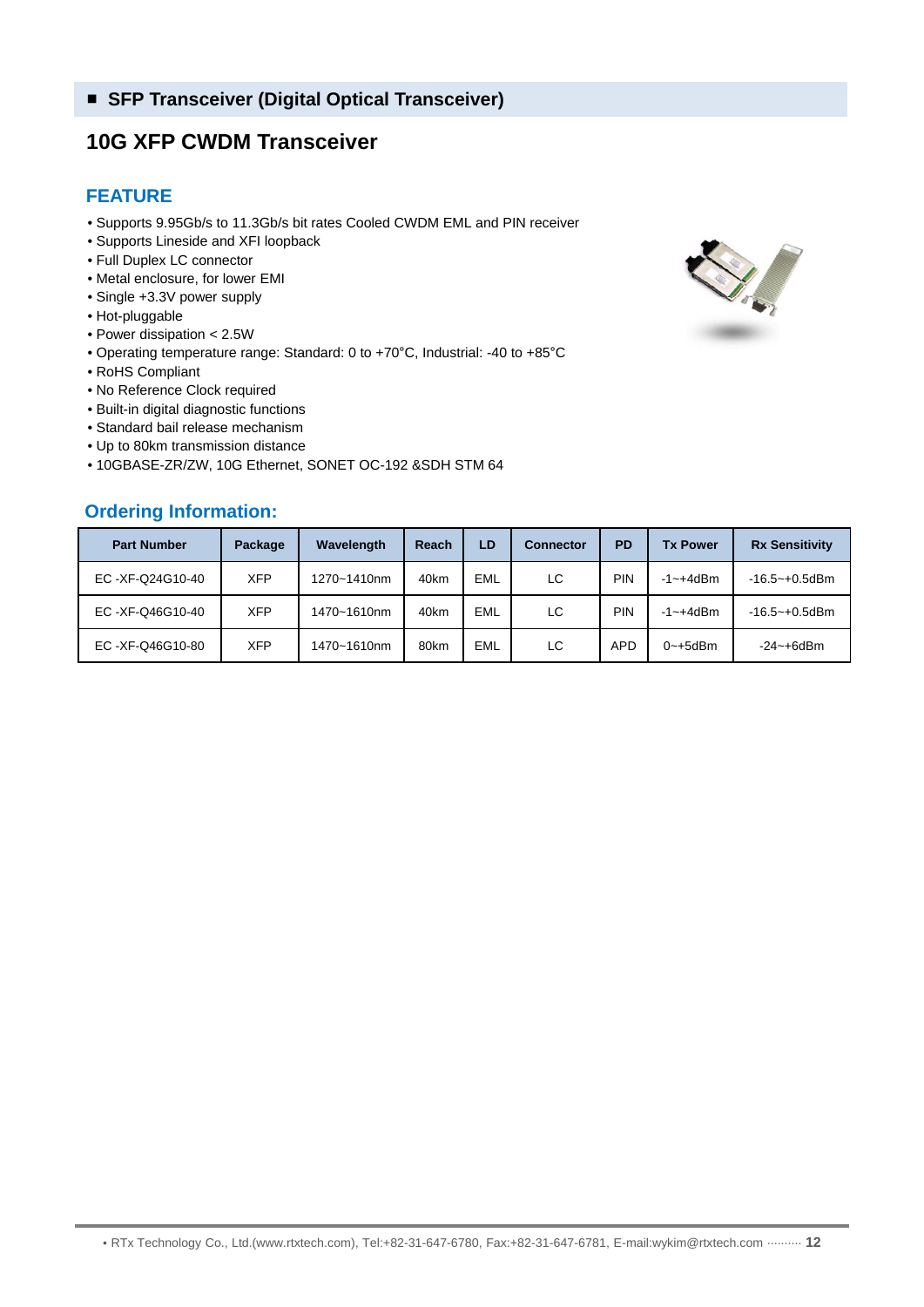## ■ SFP Transceiver (Digital Optical Transceiver)

# 10G XFP CWDM Transceiver

### FEATURE

- Supports 9.95Gb/s to 11.3Gb/s bit rates Cooled CWDM EML and PIN receiver
- Supports Lineside and XFI loopback
- Full Duplex LC connector
- Metal enclosure, for lower EMI
- Single +3.3V power supply
- Hot-pluggable
- Power dissipation < 2.5W
- Operating temperature range: Standard: 0 to +70°C, Industrial: -40 to +85°C
- RoHS Compliant
- No Reference Clock required
- Built-in digital diagnostic functions
- Standard bail release mechanism
- Up to 80km transmission distance
- 10GBASE-ZR/ZW, 10G Ethernet, SONET OC-192 &SDH STM 64

### Ordering Information:

| Part Number | Package | Wavelength | Reach | LD | Connector | PD | Tx Power | Rx Sensitivity |
|---|---|---|---|---|---|---|---|---|
| EC -XF-Q24G10-40 | XFP | 1270~1410nm | 40km | EML | LC | PIN | -1~+4dBm | -16.5~+0.5dBm |
| EC -XF-Q46G10-40 | XFP | 1470~1610nm | 40km | EML | LC | PIN | -1~+4dBm | -16.5~+0.5dBm |
| EC -XF-Q46G10-80 | XFP | 1470~1610nm | 80km | EML | LC | APD | 0~+5dBm | -24~+6dBm |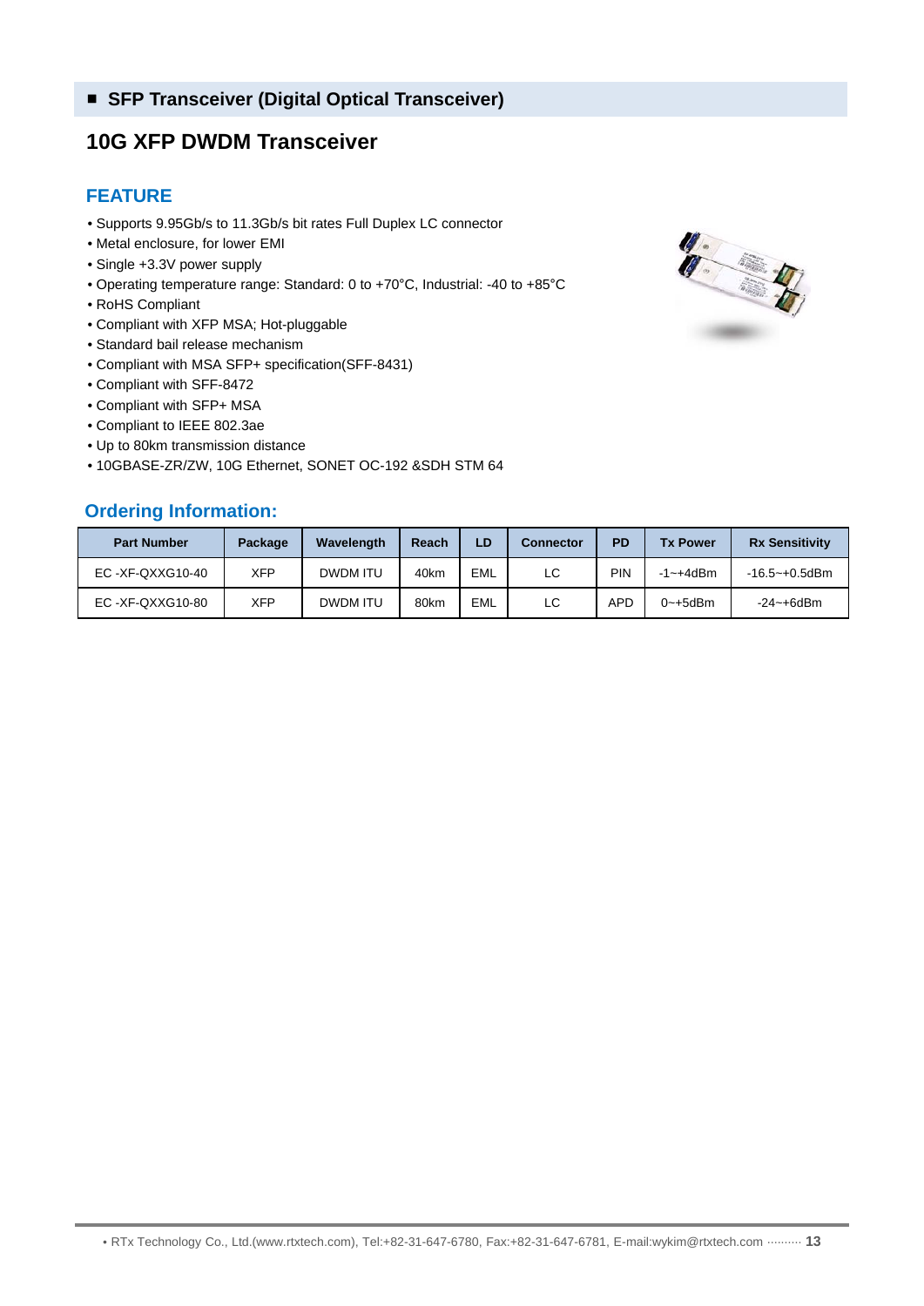## ■ SFP Transceiver (Digital Optical Transceiver)

# 10G XFP DWDM Transceiver

### FEATURE

- Supports 9.95Gb/s to 11.3Gb/s bit rates Full Duplex LC connector
- Metal enclosure, for lower EMI
- Single +3.3V power supply
- Operating temperature range: Standard: 0 to +70°C, Industrial: -40 to +85°C
- RoHS Compliant
- Compliant with XFP MSA; Hot-pluggable
- Standard bail release mechanism
- Compliant with MSA SFP+ specification(SFF-8431)
- Compliant with SFF-8472
- Compliant with SFP+ MSA
- Compliant to IEEE 802.3ae
- Up to 80km transmission distance
- 10GBASE-ZR/ZW, 10G Ethernet, SONET OC-192 &SDH STM 64

### Ordering Information:

| Part Number | Package | Wavelength | Reach | LD | Connector | PD | Tx Power | Rx Sensitivity |
|---|---|---|---|---|---|---|---|---|
| EC -XF-QXXG10-40 | XFP | DWDM ITU | 40km | EML | LC | PIN | -1~+4dBm | -16.5~+0.5dBm |
| EC -XF-QXXG10-80 | XFP | DWDM ITU | 80km | EML | LC | APD | 0~+5dBm | -24~+6dBm |

• RTx Technology Co., Ltd.(www.rtxtech.com), Tel:+82-31-647-6780, Fax:+82-31-647-6781, E-mail:wykim@rtxtech.com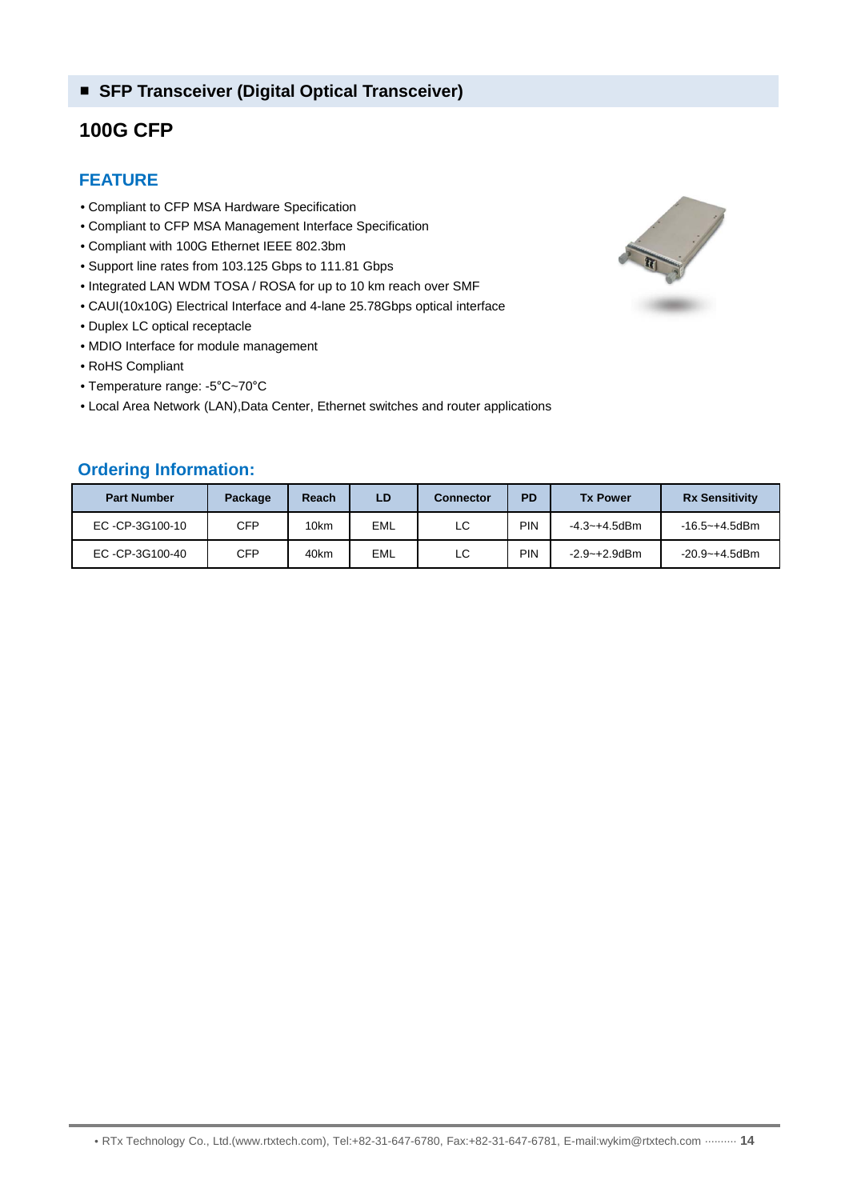## ■ SFP Transceiver (Digital Optical Transceiver)

# 100G CFP

### FEATURE

- Compliant to CFP MSA Hardware Specification
- Compliant to CFP MSA Management Interface Specification
- Compliant with 100G Ethernet IEEE 802.3bm
- Support line rates from 103.125 Gbps to 111.81 Gbps
- Integrated LAN WDM TOSA / ROSA for up to 10 km reach over SMF
- CAUI(10x10G) Electrical Interface and 4-lane 25.78Gbps optical interface
- Duplex LC optical receptacle
- MDIO Interface for module management
- RoHS Compliant
- Temperature range: -5°C~70°C
- Local Area Network (LAN),Data Center, Ethernet switches and router applications

### Ordering Information:

| Part Number | Package | Reach | LD | Connector | PD | Tx Power | Rx Sensitivity |
|---|---|---|---|---|---|---|---|
| EC -CP-3G100-10 | CFP | 10km | EML | LC | PIN | -4.3~+4.5dBm | -16.5~+4.5dBm |
| EC -CP-3G100-40 | CFP | 40km | EML | LC | PIN | -2.9~+2.9dBm | -20.9~+4.5dBm |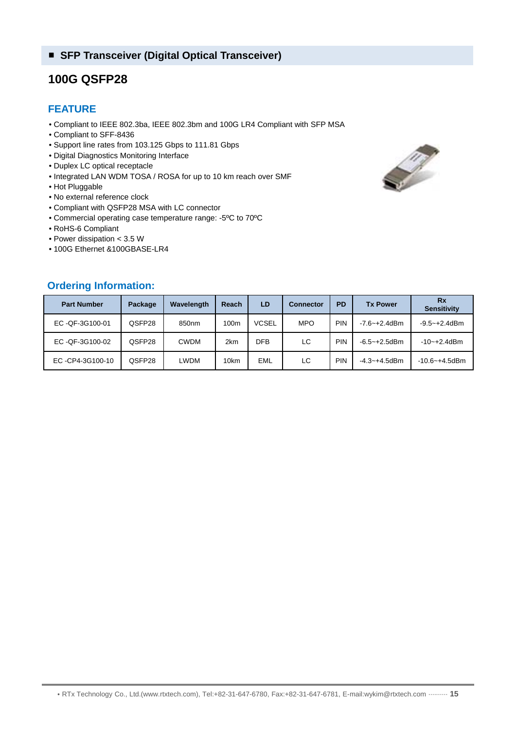## ■ SFP Transceiver (Digital Optical Transceiver)

# 100G QSFP28

### FEATURE

- Compliant to IEEE 802.3ba, IEEE 802.3bm and 100G LR4 Compliant with SFP MSA
- Compliant to SFF-8436
- Support line rates from 103.125 Gbps to 111.81 Gbps
- Digital Diagnostics Monitoring Interface
- Duplex LC optical receptacle
- Integrated LAN WDM TOSA / ROSA for up to 10 km reach over SMF
- Hot Pluggable
- No external reference clock
- Compliant with QSFP28 MSA with LC connector
- Commercial operating case temperature range: -5ºC to 70ºC
- RoHS-6 Compliant
- Power dissipation < 3.5 W
- 100G Ethernet &100GBASE-LR4

### Ordering Information:

| Part Number | Package | Wavelength | Reach | LD | Connector | PD | Tx Power | Rx Sensitivity |
|---|---|---|---|---|---|---|---|---|
| EC -QF-3G100-01 | QSFP28 | 850nm | 100m | VCSEL | MPO | PIN | -7.6~+2.4dBm | -9.5~+2.4dBm |
| EC -QF-3G100-02 | QSFP28 | CWDM | 2km | DFB | LC | PIN | -6.5~+2.5dBm | -10~+2.4dBm |
| EC -CP4-3G100-10 | QSFP28 | LWDM | 10km | EML | LC | PIN | -4.3~+4.5dBm | -10.6~+4.5dBm |

• RTx Technology Co., Ltd.(www.rtxtech.com), Tel:+82-31-647-6780, Fax:+82-31-647-6781, E-mail:wykim@rtxtech.com